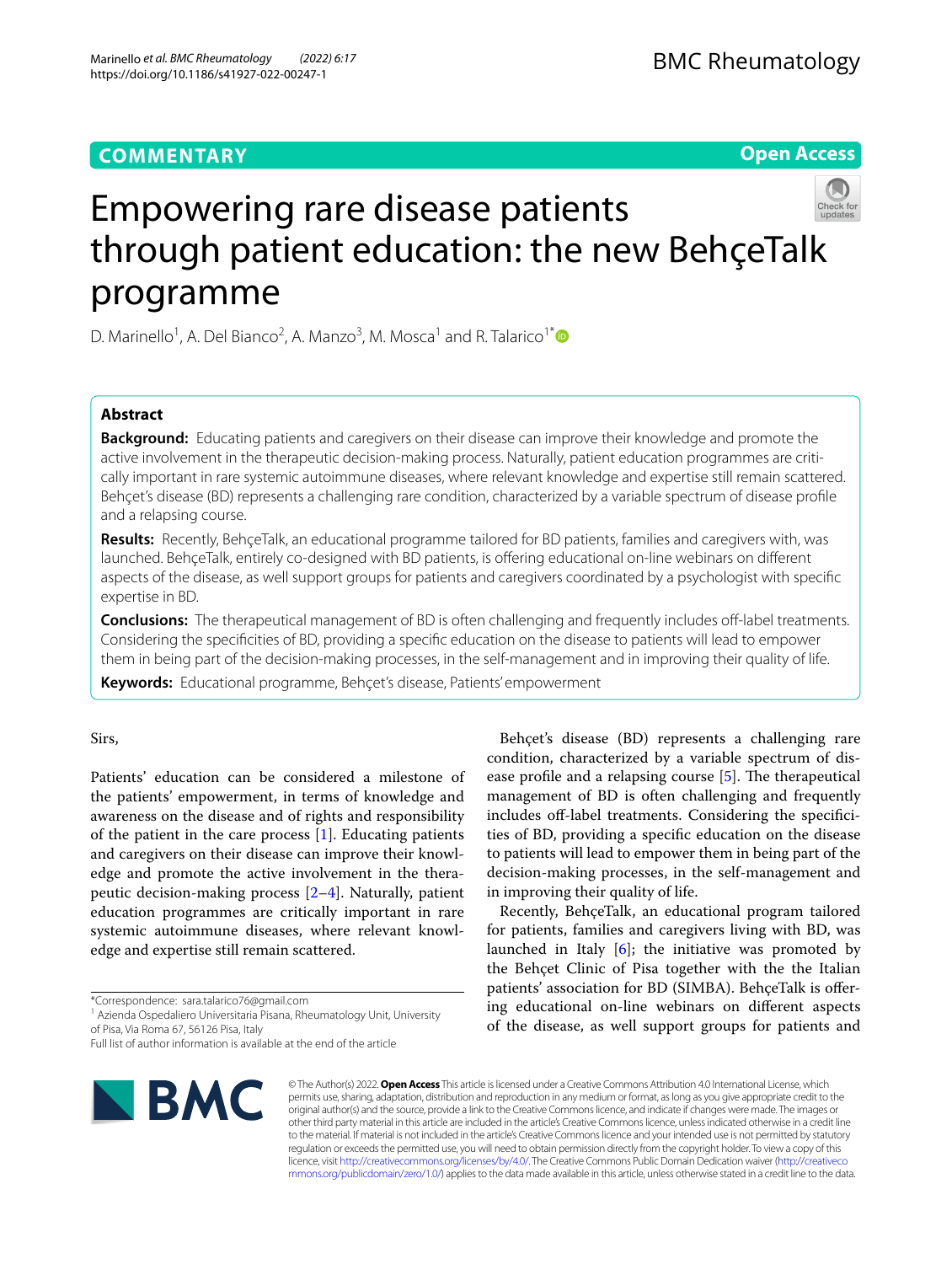COMMENTARY

Open Access

# Empowering rare disease patients through patient education: the new BehçeTalk programme

D. Marinello[1], A. Del Bianco[2], A. Manzo[3], M. Mosca[1] and R. Talarico[1*]

## Abstract

**Background:** Educating patients and caregivers on their disease can improve their knowledge and promote the active involvement in the therapeutic decision-making process. Naturally, patient education programmes are critically important in rare systemic autoimmune diseases, where relevant knowledge and expertise still remain scattered. Behçet's disease (BD) represents a challenging rare condition, characterized by a variable spectrum of disease profile and a relapsing course.

**Results:** Recently, BehçeTalk, an educational programme tailored for BD patients, families and caregivers with, was launched. BehçeTalk, entirely co-designed with BD patients, is offering educational on-line webinars on different aspects of the disease, as well support groups for patients and caregivers coordinated by a psychologist with specific expertise in BD.

**Conclusions:** The therapeutical management of BD is often challenging and frequently includes off-label treatments. Considering the specificities of BD, providing a specific education on the disease to patients will lead to empower them in being part of the decision-making processes, in the self-management and in improving their quality of life.

**Keywords:** Educational programme, Behçet's disease, Patients' empowerment

Sirs,

Patients' education can be considered a milestone of the patients' empowerment, in terms of knowledge and awareness on the disease and of rights and responsibility of the patient in the care process [1]. Educating patients and caregivers on their disease can improve their knowledge and promote the active involvement in the therapeutic decision-making process [2–4]. Naturally, patient education programmes are critically important in rare systemic autoimmune diseases, where relevant knowledge and expertise still remain scattered.

Behçet's disease (BD) represents a challenging rare condition, characterized by a variable spectrum of disease profile and a relapsing course [5]. The therapeutical management of BD is often challenging and frequently includes off-label treatments. Considering the specificities of BD, providing a specific education on the disease to patients will lead to empower them in being part of the decision-making processes, in the self-management and in improving their quality of life.

Recently, BehçeTalk, an educational program tailored for patients, families and caregivers living with BD, was launched in Italy [6]; the initiative was promoted by the Behçet Clinic of Pisa together with the the Italian patients' association for BD (SIMBA). BehçeTalk is offering educational on-line webinars on different aspects of the disease, as well support groups for patients and

*Correspondence: sara.talarico76@gmail.com
[1] Azienda Ospedaliero Universitaria Pisana, Rheumatology Unit, University of Pisa, Via Roma 67, 56126 Pisa, Italy
Full list of author information is available at the end of the article

© The Author(s) 2022. **Open Access** This article is licensed under a Creative Commons Attribution 4.0 International License, which permits use, sharing, adaptation, distribution and reproduction in any medium or format, as long as you give appropriate credit to the original author(s) and the source, provide a link to the Creative Commons licence, and indicate if changes were made. The images or other third party material in this article are included in the article's Creative Commons licence, unless indicated otherwise in a credit line to the material. If material is not included in the article's Creative Commons licence and your intended use is not permitted by statutory regulation or exceeds the permitted use, you will need to obtain permission directly from the copyright holder. To view a copy of this licence, visit http://creativecommons.org/licenses/by/4.0/. The Creative Commons Public Domain Dedication waiver (http://creativecommons.org/publicdomain/zero/1.0/) applies to the data made available in this article, unless otherwise stated in a credit line to the data.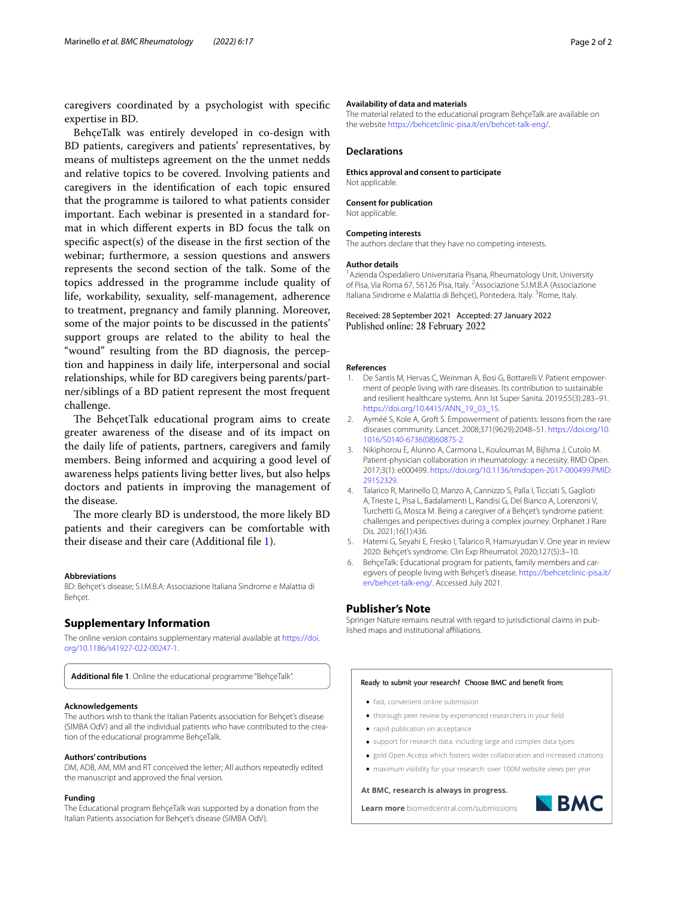caregivers coordinated by a psychologist with specific expertise in BD.

BehçeTalk was entirely developed in co-design with BD patients, caregivers and patients' representatives, by means of multisteps agreement on the the unmet nedds and relative topics to be covered. Involving patients and caregivers in the identification of each topic ensured that the programme is tailored to what patients consider important. Each webinar is presented in a standard format in which different experts in BD focus the talk on specific aspect(s) of the disease in the first section of the webinar; furthermore, a session questions and answers represents the second section of the talk. Some of the topics addressed in the programme include quality of life, workability, sexuality, self-management, adherence to treatment, pregnancy and family planning. Moreover, some of the major points to be discussed in the patients' support groups are related to the ability to heal the "wound" resulting from the BD diagnosis, the perception and happiness in daily life, interpersonal and social relationships, while for BD caregivers being parents/partner/siblings of a BD patient represent the most frequent challenge.

The BehçetTalk educational program aims to create greater awareness of the disease and of its impact on the daily life of patients, partners, caregivers and family members. Being informed and acquiring a good level of awareness helps patients living better lives, but also helps doctors and patients in improving the management of the disease.

The more clearly BD is understood, the more likely BD patients and their caregivers can be comfortable with their disease and their care (Additional file 1).

#### Abbreviations

BD: Behçet's disease; S.I.M.B.A: Associazione Italiana Sindrome e Malattia di Behçet.

## Supplementary Information

The online version contains supplementary material available at https://doi.org/10.1186/s41927-022-00247-1.

**Additional file 1**. Online the educational programme "BehçeTalk".

#### Acknowledgements

The authors wish to thank the Italian Patients association for Behçet's disease (SIMBA OdV) and all the individual patients who have contributed to the creation of the educational programme BehçeTalk.

#### Authors' contributions

DM, ADB, AM, MM and RT conceived the letter; All authors repeatedly edited the manuscript and approved the final version.

#### Funding

The Educational program BehçeTalk was supported by a donation from the Italian Patients association for Behçet's disease (SIMBA OdV).

#### Availability of data and materials

The material related to the educational program BehçeTalk are available on the website https://behcetclinic-pisa.it/en/behcet-talk-eng/.

## Declarations

#### Ethics approval and consent to participate

Not applicable.

#### Consent for publication

Not applicable.

#### Competing interests

The authors declare that they have no competing interests.

#### Author details

[1]Azienda Ospedaliero Universitaria Pisana, Rheumatology Unit, University of Pisa, Via Roma 67, 56126 Pisa, Italy. [2]Associazione S.I.M.B.A (Associazione Italiana Sindrome e Malattia di Behçet), Pontedera, Italy. [3]Rome, Italy.

Received: 28 September 2021 Accepted: 27 January 2022
Published online: 28 February 2022

#### References

1. De Santis M, Hervas C, Weinman A, Bosi G, Bottarelli V. Patient empowerment of people living with rare diseases. Its contribution to sustainable and resilient healthcare systems. Ann Ist Super Sanita. 2019;55(3):283–91. https://doi.org/10.4415/ANN_19_03_15.
2. Ayméé S, Kole A, Groft S. Empowerment of patients: lessons from the rare diseases community. Lancet. 2008;371(9629):2048–51. https://doi.org/10.1016/S0140-6736(08)60875-2.
3. Nikiphorou E, Alunno A, Carmona L, Kouloumas M, Bijlsma J, Cutolo M. Patient-physician collaboration in rheumatology: a necessity. RMD Open. 2017;3(1): e000499. https://doi.org/10.1136/rmdopen-2017-000499.PMID:29152329.
4. Talarico R, Marinello D, Manzo A, Cannizzo S, Palla I, Ticciati S, Gaglioti A, Trieste L, Pisa L, Badalamenti L, Randisi G, Del Bianco A, Lorenzoni V, Turchetti G, Mosca M. Being a caregiver of a Behçet's syndrome patient: challenges and perspectives during a complex journey. Orphanet J Rare Dis. 2021;16(1):436.
5. Hatemi G, Seyahi E, Fresko I, Talarico R, Hamuryudan V. One year in review 2020: Behçet's syndrome. Clin Exp Rheumatol. 2020;127(5):3–10.
6. BehçeTalk: Educational program for patients, family members and caregivers of people living with Behçet's disease. https://behcetclinic-pisa.it/en/behcet-talk-eng/. Accessed July 2021.

## Publisher's Note

Springer Nature remains neutral with regard to jurisdictional claims in published maps and institutional affiliations.

Ready to submit your research? Choose BMC and benefit from:

- fast, convenient online submission
- thorough peer review by experienced researchers in your field
- rapid publication on acceptance
- support for research data, including large and complex data types
- gold Open Access which fosters wider collaboration and increased citations
- maximum visibility for your research: over 100M website views per year

**At BMC, research is always in progress.**

**Learn more** biomedcentral.com/submissions

BMC